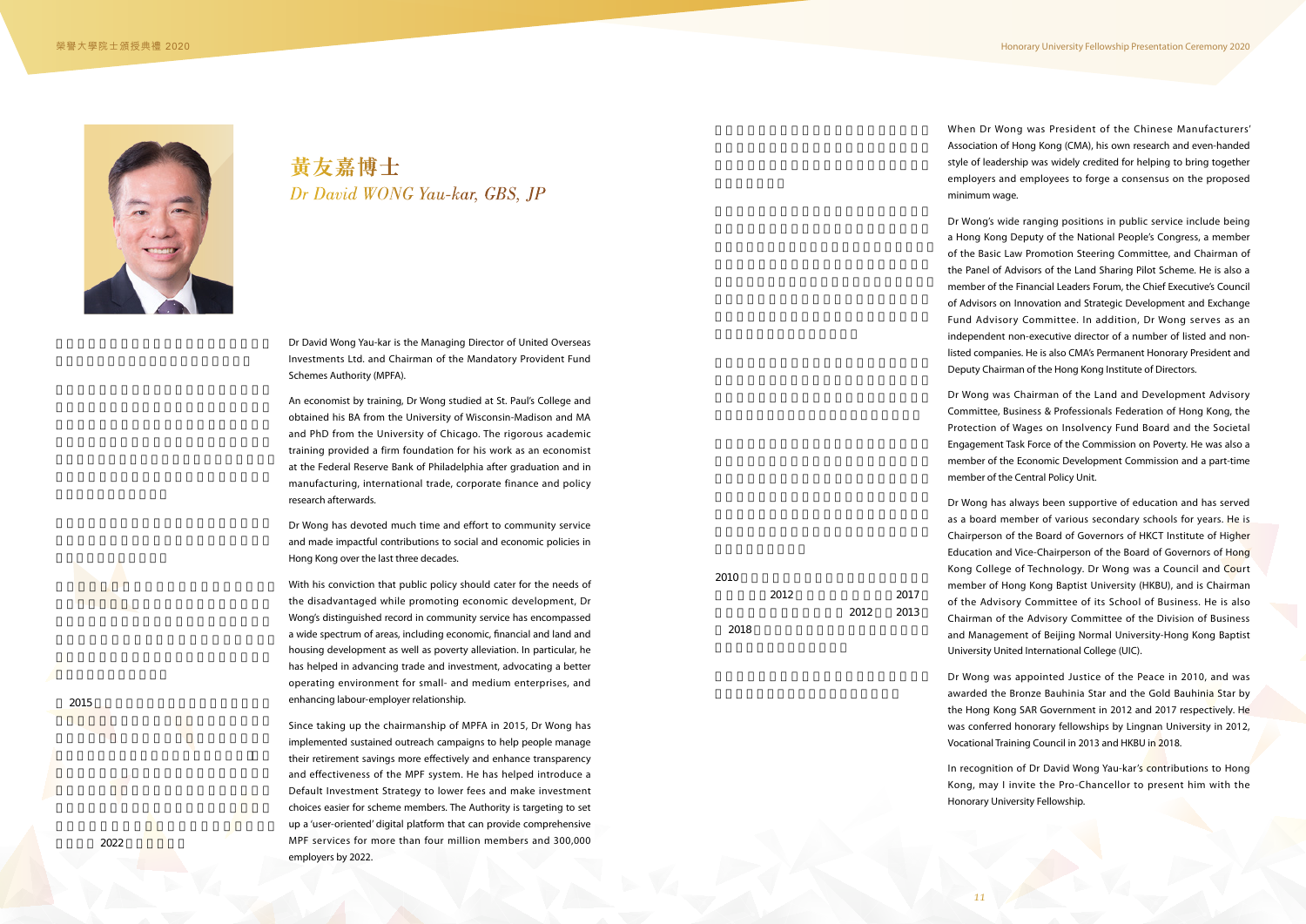# 黃友嘉博士

## *Dr David WONG Yau-kar, GBS, JP*

Dr David Wong Yau-kar is the Managing Director of United Overseas Investments Ltd. and Chairman of the Mandatory Provident Fund Schemes Authority (MPFA).

An economist by training, Dr Wong studied at St. Paul's College and obtained his BA from the University of Wisconsin-Madison and MA and PhD from the University of Chicago. The rigorous academic training provided a firm foundation for his work as an economist at the Federal Reserve Bank of Philadelphia after graduation and in manufacturing, international trade, corporate finance and policy research afterwards.

Dr Wong has devoted much time and effort to community service and made impactful contributions to social and economic policies in Hong Kong over the last three decades.

With his conviction that public policy should cater for the needs of the disadvantaged while promoting economic development, Dr Wong's distinguished record in community service has encompassed a wide spectrum of areas, including economic, financial and land and housing development as well as poverty alleviation. In particular, he has helped in advancing trade and investment, advocating a better operating environment for small- and medium enterprises, and enhancing labour-employer relationship.

Since taking up the chairmanship of MPFA in 2015, Dr Wong has implemented sustained outreach campaigns to help people manage their retirement savings more effectively and enhance transparency and effectiveness of the MPF system. He has helped introduce a Default Investment Strategy to lower fees and make investment choices easier for scheme members. The Authority is targeting to set up a 'user-oriented' digital platform that can provide comprehensive MPF services for more than four million members and 300,000 employers by 2022.

When Dr Wong was President of the Chinese Manufacturers' Association of Hong Kong (CMA), his own research and even-handed style of leadership was widely credited for helping to bring together employers and employees to forge a consensus on the proposed minimum wage.

Dr Wong's wide ranging positions in public service include being a Hong Kong Deputy of the National People's Congress, a member of the Basic Law Promotion Steering Committee, and Chairman of the Panel of Advisors of the Land Sharing Pilot Scheme. He is also a member of the Financial Leaders Forum, the Chief Executive's Council of Advisors on Innovation and Strategic Development and Exchange Fund Advisory Committee. In addition, Dr Wong serves as an independent non-executive director of a number of listed and non-listed companies. He is also CMA's Permanent Honorary President and Deputy Chairman of the Hong Kong Institute of Directors.

Dr Wong was Chairman of the Land and Development Advisory Committee, Business & Professionals Federation of Hong Kong, the Protection of Wages on Insolvency Fund Board and the Societal Engagement Task Force of the Commission on Poverty. He was also a member of the Economic Development Commission and a part-time member of the Central Policy Unit.

Dr Wong has always been supportive of education and has served as a board member of various secondary schools for years. He is Chairperson of the Board of Governors of HKCT Institute of Higher Education and Vice-Chairperson of the Board of Governors of Hong Kong College of Technology. Dr Wong was a Council and Court member of Hong Kong Baptist University (HKBU), and is Chairman of the Advisory Committee of its School of Business. He is also Chairman of the Advisory Committee of the Division of Business and Management of Beijing Normal University-Hong Kong Baptist University United International College (UIC).

Dr Wong was appointed Justice of the Peace in 2010, and was awarded the Bronze Bauhinia Star and the Gold Bauhinia Star by the Hong Kong SAR Government in 2012 and 2017 respectively. He was conferred honorary fellowships by Lingnan University in 2012, Vocational Training Council in 2013 and HKBU in 2018.

In recognition of Dr David Wong Yau-kar's contributions to Hong Kong, may I invite the Pro-Chancellor to present him with the Honorary University Fellowship.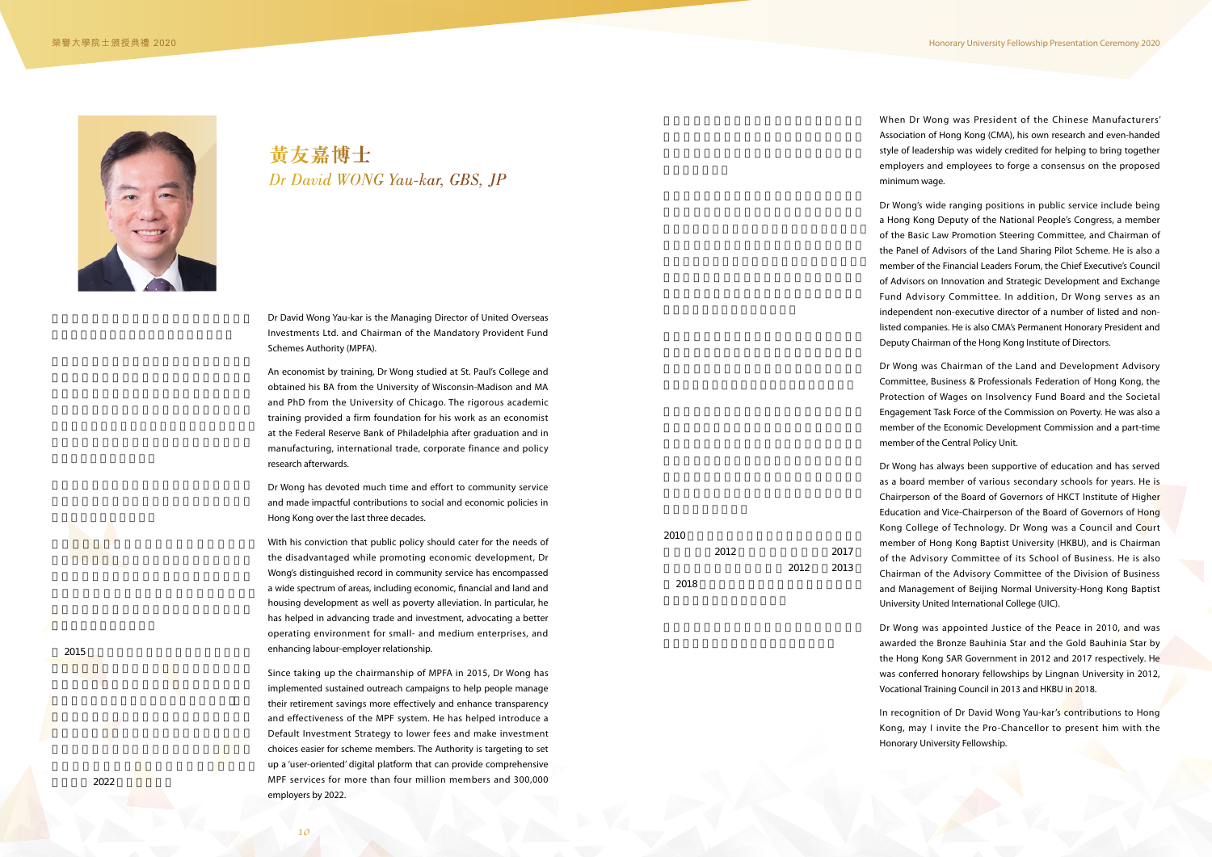# 黄友嘉博士

*Dr David WONG Yau-kar, GBS, JP*

Dr David Wong Yau-kar is the Managing Director of United Overseas Investments Ltd. and Chairman of the Mandatory Provident Fund Schemes Authority (MPFA).

An economist by training, Dr Wong studied at St. Paul's College and obtained his BA from the University of Wisconsin-Madison and MA and PhD from the University of Chicago. The rigorous academic training provided a firm foundation for his work as an economist at the Federal Reserve Bank of Philadelphia after graduation and in manufacturing, international trade, corporate finance and policy research afterwards.

Dr Wong has devoted much time and effort to community service and made impactful contributions to social and economic policies in Hong Kong over the last three decades.

With his conviction that public policy should cater for the needs of the disadvantaged while promoting economic development, Dr Wong's distinguished record in community service has encompassed a wide spectrum of areas, including economic, financial and land and housing development as well as poverty alleviation. In particular, he has helped in advancing trade and investment, advocating a better operating environment for small- and medium enterprises, and enhancing labour-employer relationship.

Since taking up the chairmanship of MPFA in 2015, Dr Wong has implemented sustained outreach campaigns to help people manage their retirement savings more effectively and enhance transparency and effectiveness of the MPF system. He has helped introduce a Default Investment Strategy to lower fees and make investment choices easier for scheme members. The Authority is targeting to set up a 'user-oriented' digital platform that can provide comprehensive MPF services for more than four million members and 300,000 employers by 2022.

When Dr Wong was President of the Chinese Manufacturers' Association of Hong Kong (CMA), his own research and even-handed style of leadership was widely credited for helping to bring together employers and employees to forge a consensus on the proposed minimum wage.

Dr Wong's wide ranging positions in public service include being a Hong Kong Deputy of the National People's Congress, a member of the Basic Law Promotion Steering Committee, and Chairman of the Panel of Advisors of the Land Sharing Pilot Scheme. He is also a member of the Financial Leaders Forum, the Chief Executive's Council of Advisors on Innovation and Strategic Development and Exchange Fund Advisory Committee. In addition, Dr Wong serves as an independent non-executive director of a number of listed and non-listed companies. He is also CMA's Permanent Honorary President and Deputy Chairman of the Hong Kong Institute of Directors.

Dr Wong was Chairman of the Land and Development Advisory Committee, Business & Professionals Federation of Hong Kong, the Protection of Wages on Insolvency Fund Board and the Societal Engagement Task Force of the Commission on Poverty. He was also a member of the Economic Development Commission and a part-time member of the Central Policy Unit.

Dr Wong has always been supportive of education and has served as a board member of various secondary schools for years. He is Chairperson of the Board of Governors of HKCT Institute of Higher Education and Vice-Chairperson of the Board of Governors of Hong Kong College of Technology. Dr Wong was a Council and Court member of Hong Kong Baptist University (HKBU), and is Chairman of the Advisory Committee of its School of Business. He is also Chairman of the Advisory Committee of the Division of Business and Management of Beijing Normal University-Hong Kong Baptist University United International College (UIC).

Dr Wong was appointed Justice of the Peace in 2010, and was awarded the Bronze Bauhinia Star and the Gold Bauhinia Star by the Hong Kong SAR Government in 2012 and 2017 respectively. He was conferred honorary fellowships by Lingnan University in 2012, Vocational Training Council in 2013 and HKBU in 2018.

In recognition of Dr David Wong Yau-kar's contributions to Hong Kong, may I invite the Pro-Chancellor to present him with the Honorary University Fellowship.